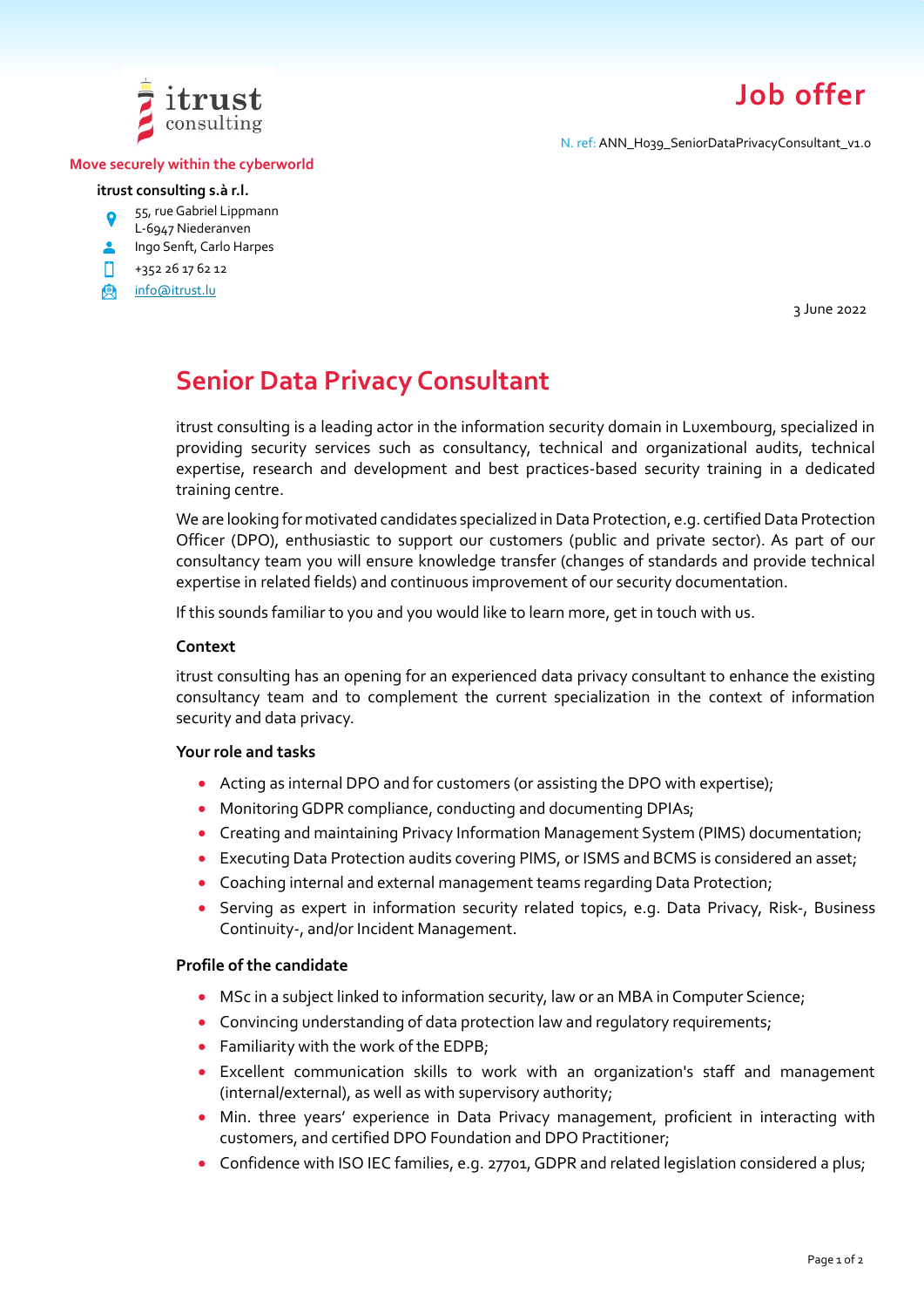# Job offer

N. ref: ANN_H039_SeniorDataPrivacyConsultant_v1.0

Move securely within the cyberworld

**itrust consulting s.à r.l.**

55, rue Gabriel Lippmann
L-6947 Niederanven
Ingo Senft, Carlo Harpes
+352 26 17 62 12
info@itrust.lu

3 June 2022

## Senior Data Privacy Consultant

itrust consulting is a leading actor in the information security domain in Luxembourg, specialized in providing security services such as consultancy, technical and organizational audits, technical expertise, research and development and best practices-based security training in a dedicated training centre.

We are looking for motivated candidates specialized in Data Protection, e.g. certified Data Protection Officer (DPO), enthusiastic to support our customers (public and private sector). As part of our consultancy team you will ensure knowledge transfer (changes of standards and provide technical expertise in related fields) and continuous improvement of our security documentation.

If this sounds familiar to you and you would like to learn more, get in touch with us.

### Context

itrust consulting has an opening for an experienced data privacy consultant to enhance the existing consultancy team and to complement the current specialization in the context of information security and data privacy.

### Your role and tasks

- Acting as internal DPO and for customers (or assisting the DPO with expertise);
- Monitoring GDPR compliance, conducting and documenting DPIAs;
- Creating and maintaining Privacy Information Management System (PIMS) documentation;
- Executing Data Protection audits covering PIMS, or ISMS and BCMS is considered an asset;
- Coaching internal and external management teams regarding Data Protection;
- Serving as expert in information security related topics, e.g. Data Privacy, Risk-, Business Continuity-, and/or Incident Management.

### Profile of the candidate

- MSc in a subject linked to information security, law or an MBA in Computer Science;
- Convincing understanding of data protection law and regulatory requirements;
- Familiarity with the work of the EDPB;
- Excellent communication skills to work with an organization's staff and management (internal/external), as well as with supervisory authority;
- Min. three years' experience in Data Privacy management, proficient in interacting with customers, and certified DPO Foundation and DPO Practitioner;
- Confidence with ISO IEC families, e.g. 27701, GDPR and related legislation considered a plus;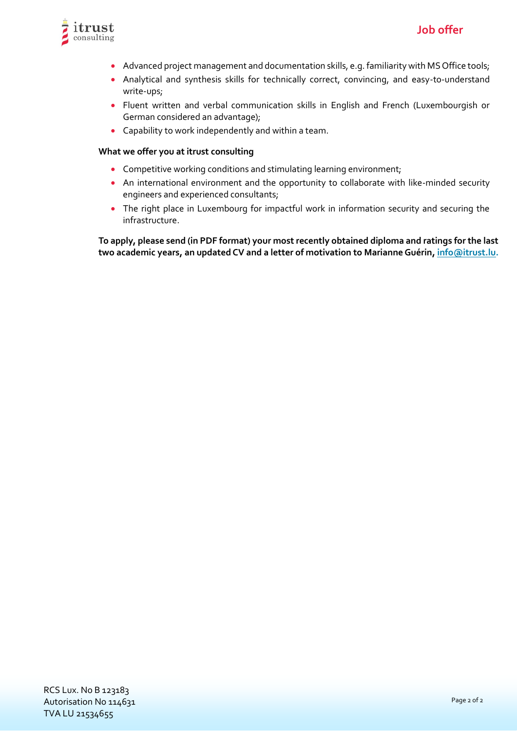- Advanced project management and documentation skills, e.g. familiarity with MS Office tools;
- Analytical and synthesis skills for technically correct, convincing, and easy-to-understand write-ups;
- Fluent written and verbal communication skills in English and French (Luxembourgish or German considered an advantage);
- Capability to work independently and within a team.

**What we offer you at itrust consulting**

- Competitive working conditions and stimulating learning environment;
- An international environment and the opportunity to collaborate with like-minded security engineers and experienced consultants;
- The right place in Luxembourg for impactful work in information security and securing the infrastructure.

**To apply, please send (in PDF format) your most recently obtained diploma and ratings for the last two academic years, an updated CV and a letter of motivation to Marianne Guérin, info@itrust.lu.**

RCS Lux. No B 123183
Autorisation No 114631
TVA LU 21534655